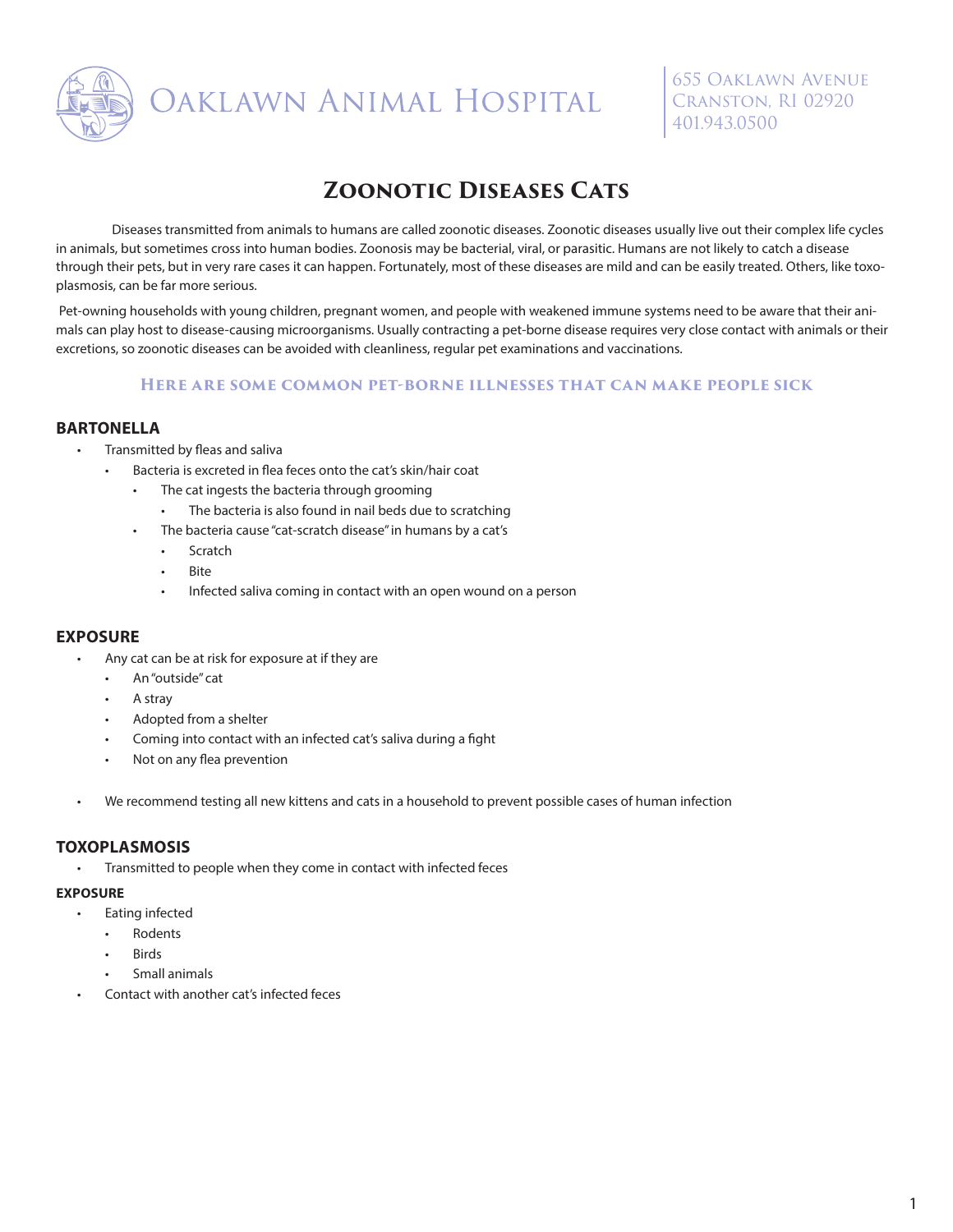# Oaklawn Animal Hospital

655 Oaklawn Avenue
Cranston, RI 02920
401.943.0500

## Zoonotic Diseases Cats

Diseases transmitted from animals to humans are called zoonotic diseases. Zoonotic diseases usually live out their complex life cycles in animals, but sometimes cross into human bodies. Zoonosis may be bacterial, viral, or parasitic. Humans are not likely to catch a disease through their pets, but in very rare cases it can happen. Fortunately, most of these diseases are mild and can be easily treated. Others, like toxoplasmosis, can be far more serious.

Pet-owning households with young children, pregnant women, and people with weakened immune systems need to be aware that their animals can play host to disease-causing microorganisms. Usually contracting a pet-borne disease requires very close contact with animals or their excretions, so zoonotic diseases can be avoided with cleanliness, regular pet examinations and vaccinations.

### Here are some common pet-borne illnesses that can make people sick

### BARTONELLA

- Transmitted by fleas and saliva
  - Bacteria is excreted in flea feces onto the cat's skin/hair coat
    - The cat ingests the bacteria through grooming
      - The bacteria is also found in nail beds due to scratching
    - The bacteria cause "cat-scratch disease" in humans by a cat's
      - Scratch
      - Bite
      - Infected saliva coming in contact with an open wound on a person

### EXPOSURE

- Any cat can be at risk for exposure at if they are
  - An "outside" cat
  - A stray
  - Adopted from a shelter
  - Coming into contact with an infected cat's saliva during a fight
  - Not on any flea prevention
- We recommend testing all new kittens and cats in a household to prevent possible cases of human infection

### TOXOPLASMOSIS

- Transmitted to people when they come in contact with infected feces

#### EXPOSURE

- Eating infected
  - Rodents
  - Birds
  - Small animals
- Contact with another cat's infected feces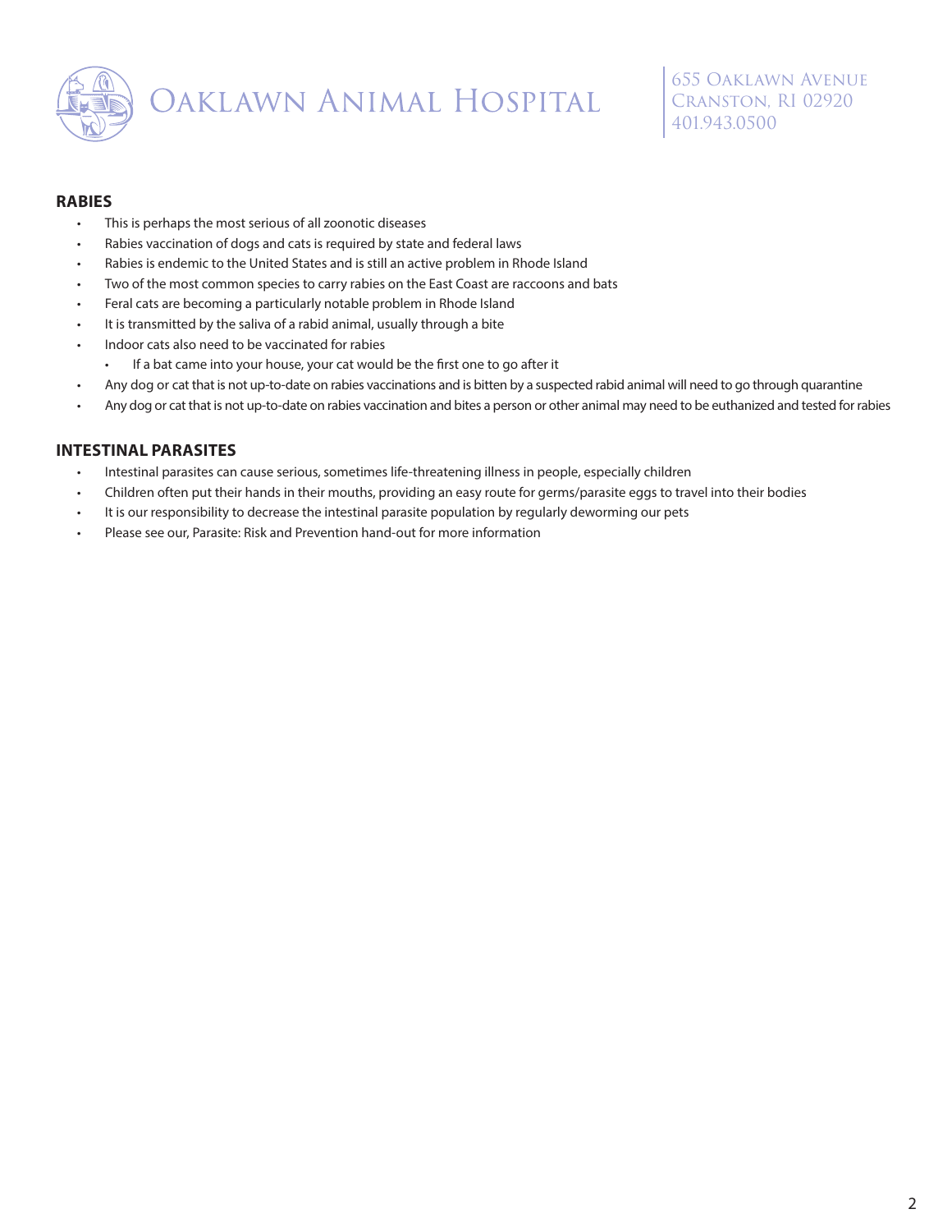## RABIES

- This is perhaps the most serious of all zoonotic diseases
- Rabies vaccination of dogs and cats is required by state and federal laws
- Rabies is endemic to the United States and is still an active problem in Rhode Island
- Two of the most common species to carry rabies on the East Coast are raccoons and bats
- Feral cats are becoming a particularly notable problem in Rhode Island
- It is transmitted by the saliva of a rabid animal, usually through a bite
- Indoor cats also need to be vaccinated for rabies
  - If a bat came into your house, your cat would be the first one to go after it
- Any dog or cat that is not up-to-date on rabies vaccinations and is bitten by a suspected rabid animal will need to go through quarantine
- Any dog or cat that is not up-to-date on rabies vaccination and bites a person or other animal may need to be euthanized and tested for rabies

## INTESTINAL PARASITES

- Intestinal parasites can cause serious, sometimes life-threatening illness in people, especially children
- Children often put their hands in their mouths, providing an easy route for germs/parasite eggs to travel into their bodies
- It is our responsibility to decrease the intestinal parasite population by regularly deworming our pets
- Please see our, Parasite: Risk and Prevention hand-out for more information